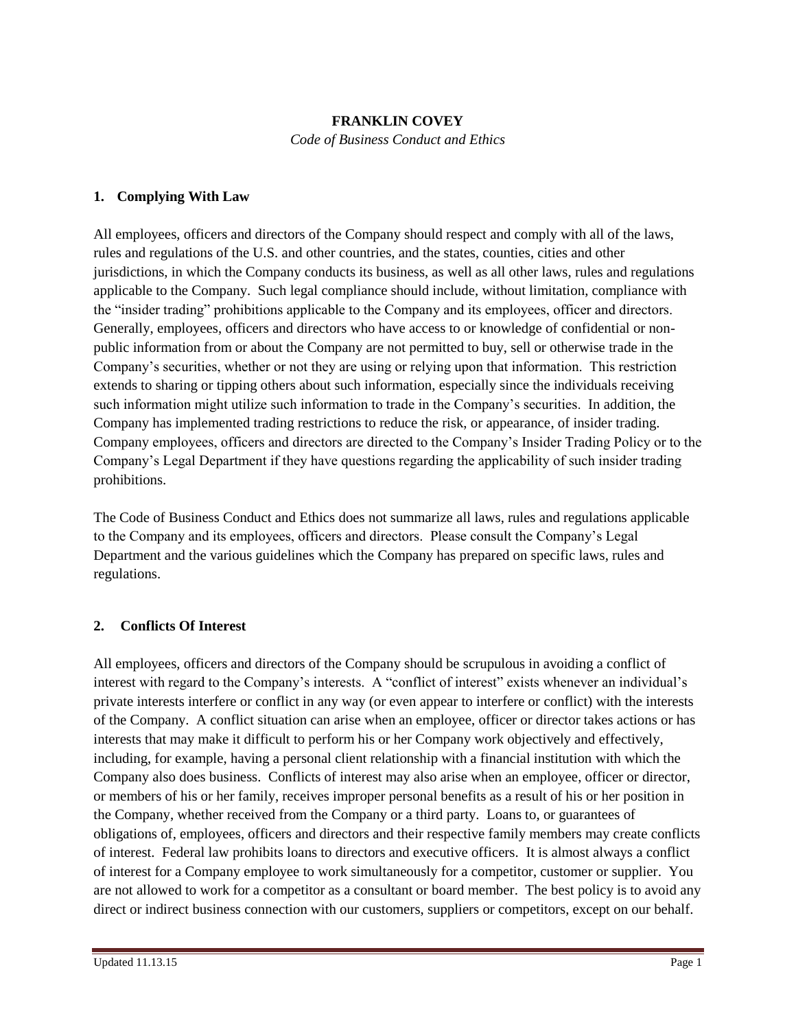**FRANKLIN COVEY**

*Code of Business Conduct and Ethics*

## 1. Complying With Law

All employees, officers and directors of the Company should respect and comply with all of the laws, rules and regulations of the U.S. and other countries, and the states, counties, cities and other jurisdictions, in which the Company conducts its business, as well as all other laws, rules and regulations applicable to the Company. Such legal compliance should include, without limitation, compliance with the "insider trading" prohibitions applicable to the Company and its employees, officer and directors. Generally, employees, officers and directors who have access to or knowledge of confidential or non-public information from or about the Company are not permitted to buy, sell or otherwise trade in the Company's securities, whether or not they are using or relying upon that information. This restriction extends to sharing or tipping others about such information, especially since the individuals receiving such information might utilize such information to trade in the Company's securities. In addition, the Company has implemented trading restrictions to reduce the risk, or appearance, of insider trading. Company employees, officers and directors are directed to the Company's Insider Trading Policy or to the Company's Legal Department if they have questions regarding the applicability of such insider trading prohibitions.

The Code of Business Conduct and Ethics does not summarize all laws, rules and regulations applicable to the Company and its employees, officers and directors. Please consult the Company's Legal Department and the various guidelines which the Company has prepared on specific laws, rules and regulations.

## 2. Conflicts Of Interest

All employees, officers and directors of the Company should be scrupulous in avoiding a conflict of interest with regard to the Company's interests. A "conflict of interest" exists whenever an individual's private interests interfere or conflict in any way (or even appear to interfere or conflict) with the interests of the Company. A conflict situation can arise when an employee, officer or director takes actions or has interests that may make it difficult to perform his or her Company work objectively and effectively, including, for example, having a personal client relationship with a financial institution with which the Company also does business. Conflicts of interest may also arise when an employee, officer or director, or members of his or her family, receives improper personal benefits as a result of his or her position in the Company, whether received from the Company or a third party. Loans to, or guarantees of obligations of, employees, officers and directors and their respective family members may create conflicts of interest. Federal law prohibits loans to directors and executive officers. It is almost always a conflict of interest for a Company employee to work simultaneously for a competitor, customer or supplier. You are not allowed to work for a competitor as a consultant or board member. The best policy is to avoid any direct or indirect business connection with our customers, suppliers or competitors, except on our behalf.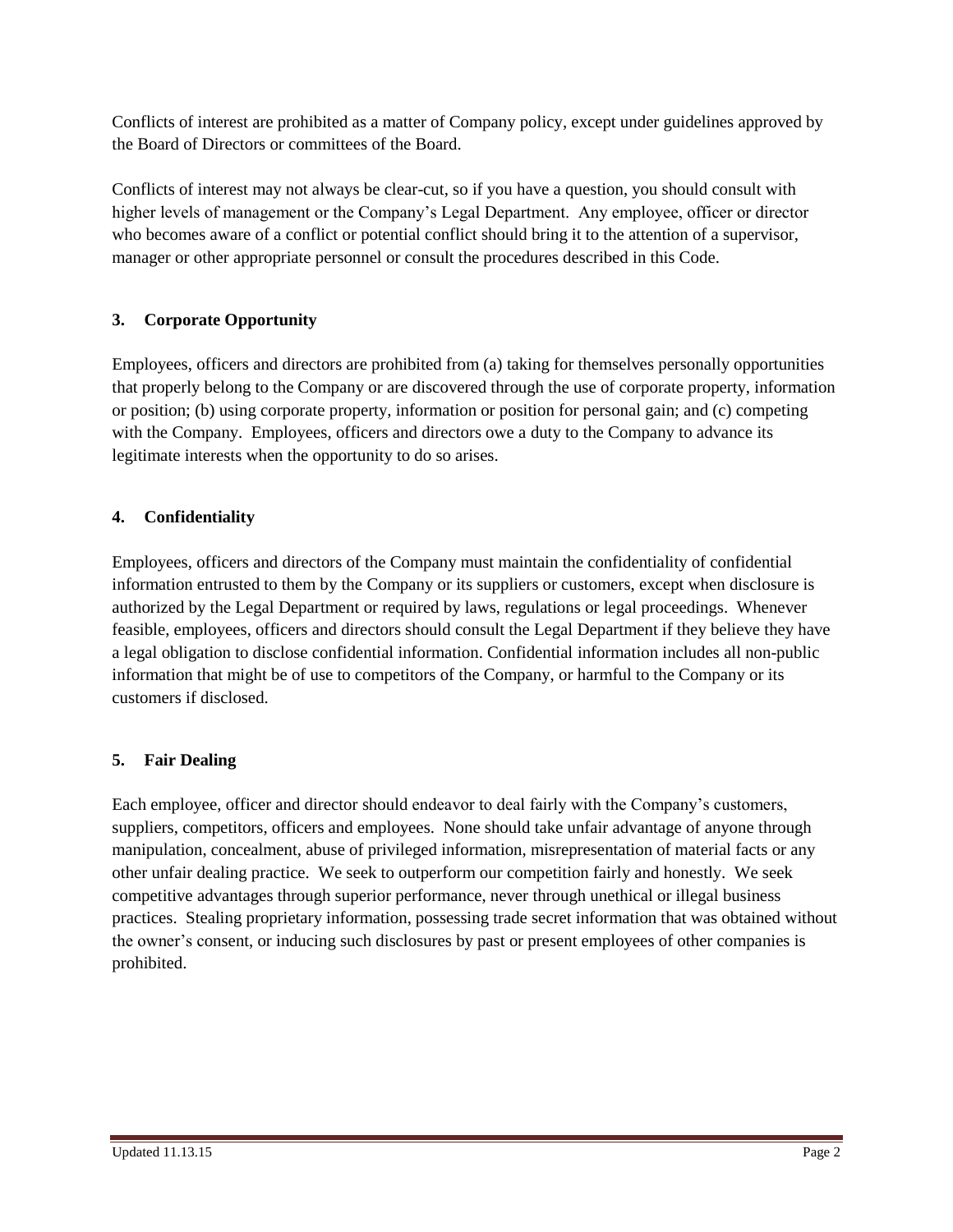Conflicts of interest are prohibited as a matter of Company policy, except under guidelines approved by the Board of Directors or committees of the Board.

Conflicts of interest may not always be clear-cut, so if you have a question, you should consult with higher levels of management or the Company's Legal Department. Any employee, officer or director who becomes aware of a conflict or potential conflict should bring it to the attention of a supervisor, manager or other appropriate personnel or consult the procedures described in this Code.

## 3. Corporate Opportunity

Employees, officers and directors are prohibited from (a) taking for themselves personally opportunities that properly belong to the Company or are discovered through the use of corporate property, information or position; (b) using corporate property, information or position for personal gain; and (c) competing with the Company. Employees, officers and directors owe a duty to the Company to advance its legitimate interests when the opportunity to do so arises.

## 4. Confidentiality

Employees, officers and directors of the Company must maintain the confidentiality of confidential information entrusted to them by the Company or its suppliers or customers, except when disclosure is authorized by the Legal Department or required by laws, regulations or legal proceedings. Whenever feasible, employees, officers and directors should consult the Legal Department if they believe they have a legal obligation to disclose confidential information. Confidential information includes all non-public information that might be of use to competitors of the Company, or harmful to the Company or its customers if disclosed.

## 5. Fair Dealing

Each employee, officer and director should endeavor to deal fairly with the Company's customers, suppliers, competitors, officers and employees. None should take unfair advantage of anyone through manipulation, concealment, abuse of privileged information, misrepresentation of material facts or any other unfair dealing practice. We seek to outperform our competition fairly and honestly. We seek competitive advantages through superior performance, never through unethical or illegal business practices. Stealing proprietary information, possessing trade secret information that was obtained without the owner's consent, or inducing such disclosures by past or present employees of other companies is prohibited.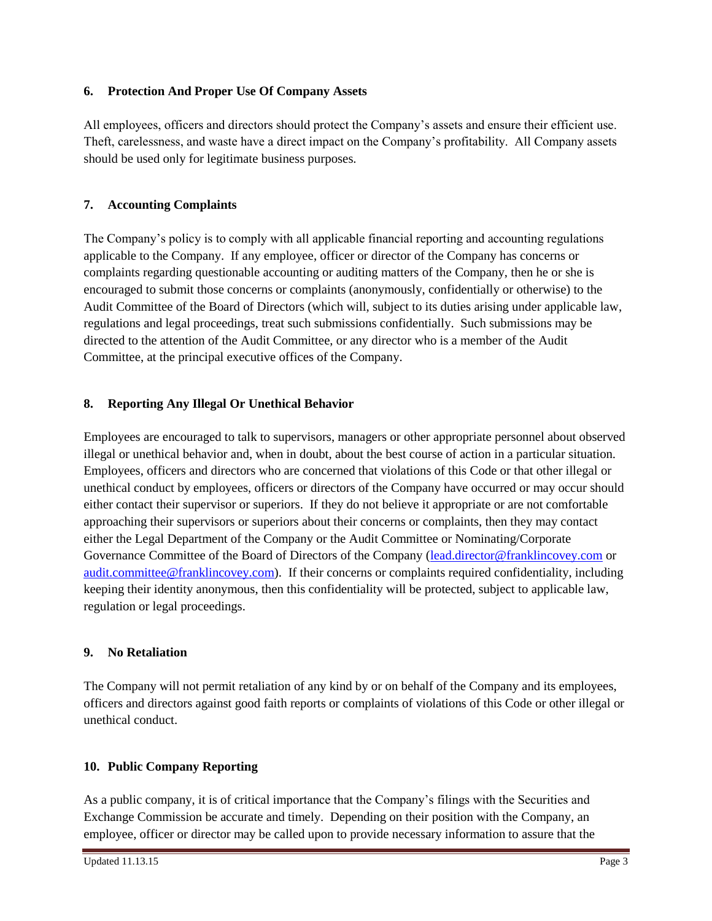## 6. Protection And Proper Use Of Company Assets

All employees, officers and directors should protect the Company's assets and ensure their efficient use. Theft, carelessness, and waste have a direct impact on the Company's profitability. All Company assets should be used only for legitimate business purposes.

## 7. Accounting Complaints

The Company's policy is to comply with all applicable financial reporting and accounting regulations applicable to the Company. If any employee, officer or director of the Company has concerns or complaints regarding questionable accounting or auditing matters of the Company, then he or she is encouraged to submit those concerns or complaints (anonymously, confidentially or otherwise) to the Audit Committee of the Board of Directors (which will, subject to its duties arising under applicable law, regulations and legal proceedings, treat such submissions confidentially. Such submissions may be directed to the attention of the Audit Committee, or any director who is a member of the Audit Committee, at the principal executive offices of the Company.

## 8. Reporting Any Illegal Or Unethical Behavior

Employees are encouraged to talk to supervisors, managers or other appropriate personnel about observed illegal or unethical behavior and, when in doubt, about the best course of action in a particular situation. Employees, officers and directors who are concerned that violations of this Code or that other illegal or unethical conduct by employees, officers or directors of the Company have occurred or may occur should either contact their supervisor or superiors. If they do not believe it appropriate or are not comfortable approaching their supervisors or superiors about their concerns or complaints, then they may contact either the Legal Department of the Company or the Audit Committee or Nominating/Corporate Governance Committee of the Board of Directors of the Company (lead.director@franklincovey.com or audit.committee@franklincovey.com). If their concerns or complaints required confidentiality, including keeping their identity anonymous, then this confidentiality will be protected, subject to applicable law, regulation or legal proceedings.

## 9. No Retaliation

The Company will not permit retaliation of any kind by or on behalf of the Company and its employees, officers and directors against good faith reports or complaints of violations of this Code or other illegal or unethical conduct.

## 10. Public Company Reporting

As a public company, it is of critical importance that the Company's filings with the Securities and Exchange Commission be accurate and timely. Depending on their position with the Company, an employee, officer or director may be called upon to provide necessary information to assure that the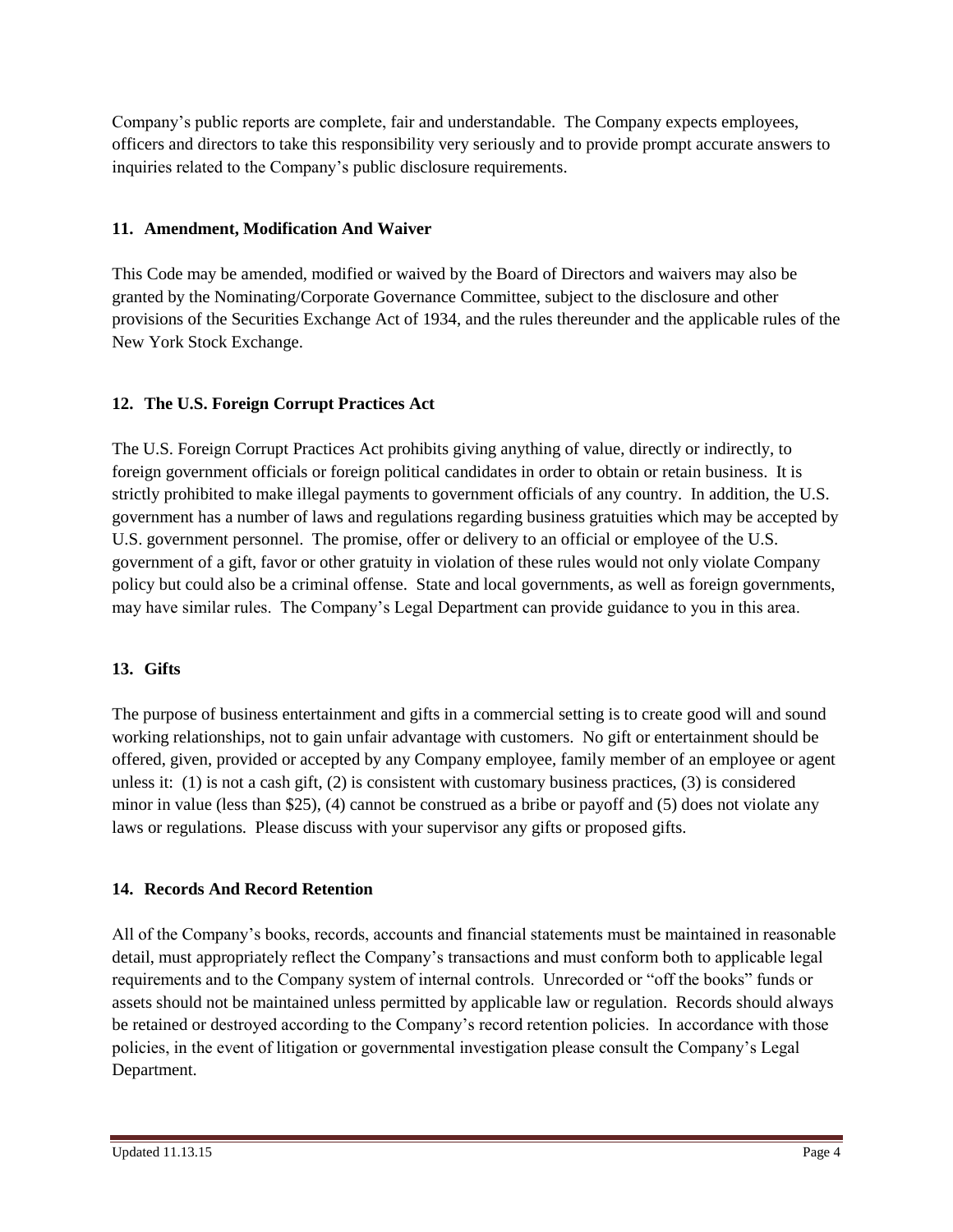Company's public reports are complete, fair and understandable. The Company expects employees, officers and directors to take this responsibility very seriously and to provide prompt accurate answers to inquiries related to the Company's public disclosure requirements.

## 11. Amendment, Modification And Waiver

This Code may be amended, modified or waived by the Board of Directors and waivers may also be granted by the Nominating/Corporate Governance Committee, subject to the disclosure and other provisions of the Securities Exchange Act of 1934, and the rules thereunder and the applicable rules of the New York Stock Exchange.

## 12. The U.S. Foreign Corrupt Practices Act

The U.S. Foreign Corrupt Practices Act prohibits giving anything of value, directly or indirectly, to foreign government officials or foreign political candidates in order to obtain or retain business. It is strictly prohibited to make illegal payments to government officials of any country. In addition, the U.S. government has a number of laws and regulations regarding business gratuities which may be accepted by U.S. government personnel. The promise, offer or delivery to an official or employee of the U.S. government of a gift, favor or other gratuity in violation of these rules would not only violate Company policy but could also be a criminal offense. State and local governments, as well as foreign governments, may have similar rules. The Company's Legal Department can provide guidance to you in this area.

## 13. Gifts

The purpose of business entertainment and gifts in a commercial setting is to create good will and sound working relationships, not to gain unfair advantage with customers. No gift or entertainment should be offered, given, provided or accepted by any Company employee, family member of an employee or agent unless it: (1) is not a cash gift, (2) is consistent with customary business practices, (3) is considered minor in value (less than $25), (4) cannot be construed as a bribe or payoff and (5) does not violate any laws or regulations. Please discuss with your supervisor any gifts or proposed gifts.

## 14. Records And Record Retention

All of the Company's books, records, accounts and financial statements must be maintained in reasonable detail, must appropriately reflect the Company's transactions and must conform both to applicable legal requirements and to the Company system of internal controls. Unrecorded or "off the books" funds or assets should not be maintained unless permitted by applicable law or regulation. Records should always be retained or destroyed according to the Company's record retention policies. In accordance with those policies, in the event of litigation or governmental investigation please consult the Company's Legal Department.